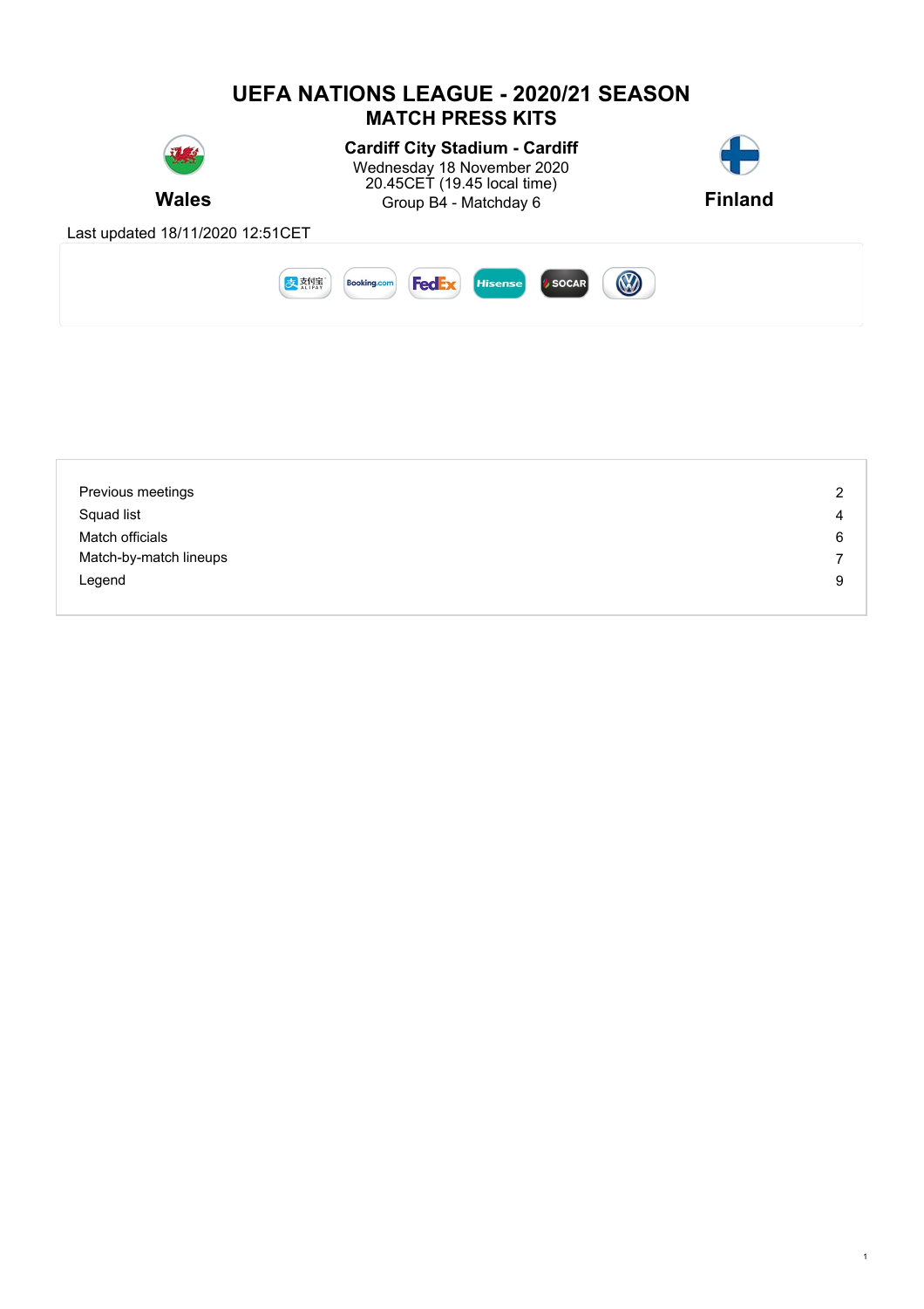# UEFA NATIONS LEAGUE - 2020/21 SEASON

## MATCH PRESS KITS

**Wales**

**Cardiff City Stadium - Cardiff**
Wednesday 18 November 2020
20.45CET (19.45 local time)
Group B4 - Matchday 6

**Finland**

Last updated 18/11/2020 12:51CET

| | |
|---|---|
| Previous meetings | 2 |
| Squad list | 4 |
| Match officials | 6 |
| Match-by-match lineups | 7 |
| Legend | 9 |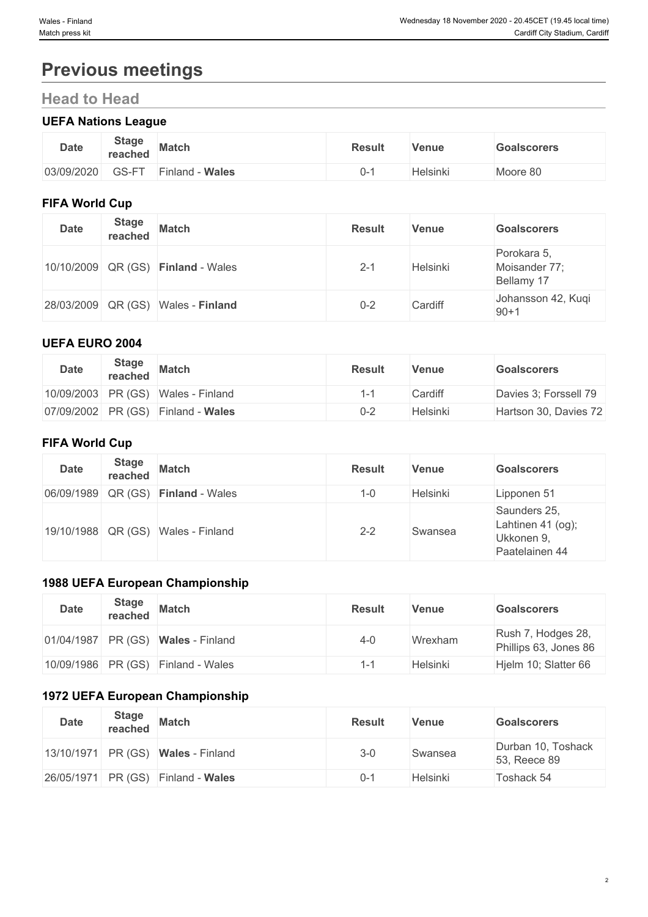# Previous meetings

## Head to Head

### UEFA Nations League

| Date | Stage reached | Match | Result | Venue | Goalscorers |
|---|---|---|---|---|---|
| 03/09/2020 | GS-FT | Finland - **Wales** | 0-1 | Helsinki | Moore 80 |

### FIFA World Cup

| Date | Stage reached | Match | Result | Venue | Goalscorers |
|---|---|---|---|---|---|
| 10/10/2009 | QR (GS) | **Finland** - Wales | 2-1 | Helsinki | Porokara 5, Moisander 77; Bellamy 17 |
| 28/03/2009 | QR (GS) | Wales - **Finland** | 0-2 | Cardiff | Johansson 42, Kuqi 90+1 |

### UEFA EURO 2004

| Date | Stage reached | Match | Result | Venue | Goalscorers |
|---|---|---|---|---|---|
| 10/09/2003 | PR (GS) | Wales - Finland | 1-1 | Cardiff | Davies 3; Forssell 79 |
| 07/09/2002 | PR (GS) | Finland - **Wales** | 0-2 | Helsinki | Hartson 30, Davies 72 |

### FIFA World Cup

| Date | Stage reached | Match | Result | Venue | Goalscorers |
|---|---|---|---|---|---|
| 06/09/1989 | QR (GS) | **Finland** - Wales | 1-0 | Helsinki | Lipponen 51 |
| 19/10/1988 | QR (GS) | Wales - Finland | 2-2 | Swansea | Saunders 25, Lahtinen 41 (og); Ukkonen 9, Paatelainen 44 |

### 1988 UEFA European Championship

| Date | Stage reached | Match | Result | Venue | Goalscorers |
|---|---|---|---|---|---|
| 01/04/1987 | PR (GS) | **Wales** - Finland | 4-0 | Wrexham | Rush 7, Hodges 28, Phillips 63, Jones 86 |
| 10/09/1986 | PR (GS) | Finland - Wales | 1-1 | Helsinki | Hjelm 10; Slatter 66 |

### 1972 UEFA European Championship

| Date | Stage reached | Match | Result | Venue | Goalscorers |
|---|---|---|---|---|---|
| 13/10/1971 | PR (GS) | **Wales** - Finland | 3-0 | Swansea | Durban 10, Toshack 53, Reece 89 |
| 26/05/1971 | PR (GS) | Finland - **Wales** | 0-1 | Helsinki | Toshack 54 |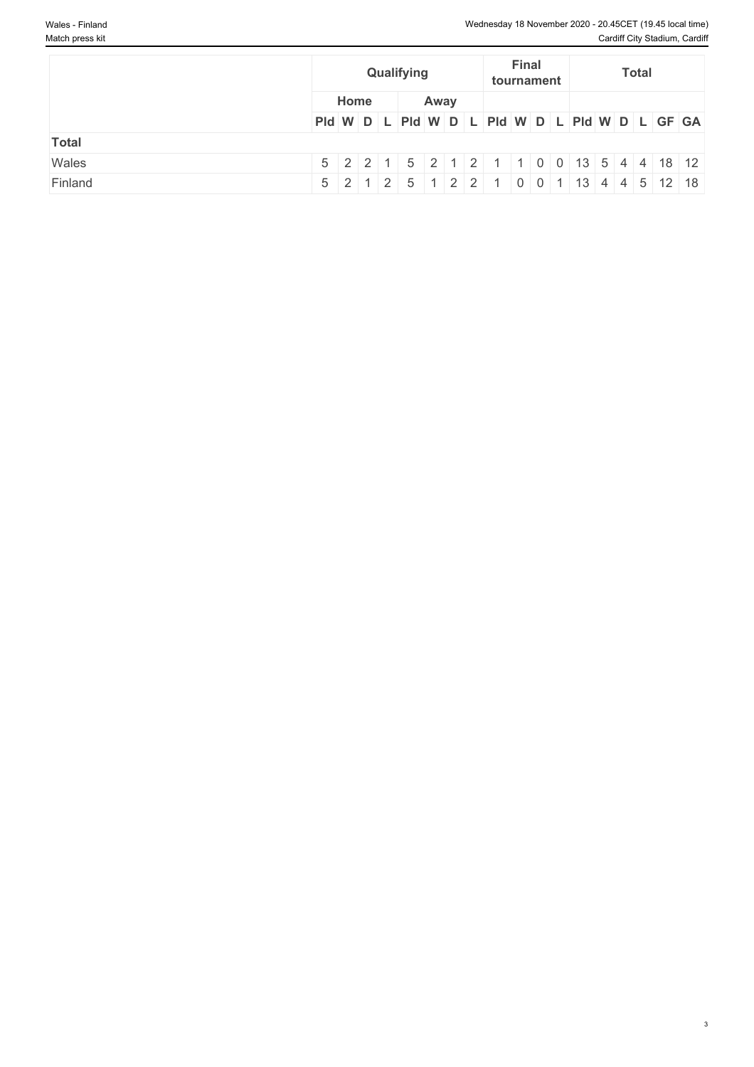| | Qualifying | | | | | | | | Final tournament | | | | Total | | | | | |
|---|---|---|---|---|---|---|---|---|---|---|---|---|---|---|---|---|---|---|
| | Home | | | | Away | | | | | | | | | | | | | |
| | Pld | W | D | L | Pld | W | D | L | Pld | W | D | L | Pld | W | D | L | GF | GA |
| **Total** | | | | | | | | | | | | | | | | | | |
| Wales | 5 | 2 | 2 | 1 | 5 | 2 | 1 | 2 | 1 | 1 | 0 | 0 | 13 | 5 | 4 | 4 | 18 | 12 |
| Finland | 5 | 2 | 1 | 2 | 5 | 1 | 2 | 2 | 1 | 0 | 0 | 1 | 13 | 4 | 4 | 5 | 12 | 18 |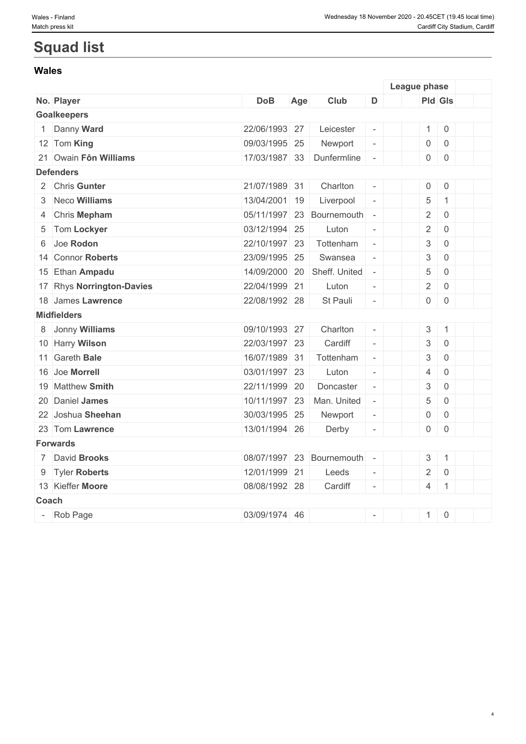# Squad list

## Wales

| No. | Player | DoB | Age | Club | D | | League phase | | | |
|---|---|---|---|---|---|---|---|---|---|---|
| | | | | | | | Pld | Gls | | |
| **Goalkeepers** | | | | | | | | | | |
| 1 | Danny **Ward** | 22/06/1993 | 27 | Leicester | - | | 1 | 0 | | |
| 12 | Tom **King** | 09/03/1995 | 25 | Newport | - | | 0 | 0 | | |
| 21 | Owain **Fôn Williams** | 17/03/1987 | 33 | Dunfermline | - | | 0 | 0 | | |
| **Defenders** | | | | | | | | | | |
| 2 | Chris **Gunter** | 21/07/1989 | 31 | Charlton | - | | 0 | 0 | | |
| 3 | Neco **Williams** | 13/04/2001 | 19 | Liverpool | - | | 5 | 1 | | |
| 4 | Chris **Mepham** | 05/11/1997 | 23 | Bournemouth | - | | 2 | 0 | | |
| 5 | Tom **Lockyer** | 03/12/1994 | 25 | Luton | - | | 2 | 0 | | |
| 6 | Joe **Rodon** | 22/10/1997 | 23 | Tottenham | - | | 3 | 0 | | |
| 14 | Connor **Roberts** | 23/09/1995 | 25 | Swansea | - | | 3 | 0 | | |
| 15 | Ethan **Ampadu** | 14/09/2000 | 20 | Sheff. United | - | | 5 | 0 | | |
| 17 | Rhys **Norrington-Davies** | 22/04/1999 | 21 | Luton | - | | 2 | 0 | | |
| 18 | James **Lawrence** | 22/08/1992 | 28 | St Pauli | - | | 0 | 0 | | |
| **Midfielders** | | | | | | | | | | |
| 8 | Jonny **Williams** | 09/10/1993 | 27 | Charlton | - | | 3 | 1 | | |
| 10 | Harry **Wilson** | 22/03/1997 | 23 | Cardiff | - | | 3 | 0 | | |
| 11 | Gareth **Bale** | 16/07/1989 | 31 | Tottenham | - | | 3 | 0 | | |
| 16 | Joe **Morrell** | 03/01/1997 | 23 | Luton | - | | 4 | 0 | | |
| 19 | Matthew **Smith** | 22/11/1999 | 20 | Doncaster | - | | 3 | 0 | | |
| 20 | Daniel **James** | 10/11/1997 | 23 | Man. United | - | | 5 | 0 | | |
| 22 | Joshua **Sheehan** | 30/03/1995 | 25 | Newport | - | | 0 | 0 | | |
| 23 | Tom **Lawrence** | 13/01/1994 | 26 | Derby | - | | 0 | 0 | | |
| **Forwards** | | | | | | | | | | |
| 7 | David **Brooks** | 08/07/1997 | 23 | Bournemouth | - | | 3 | 1 | | |
| 9 | Tyler **Roberts** | 12/01/1999 | 21 | Leeds | - | | 2 | 0 | | |
| 13 | Kieffer **Moore** | 08/08/1992 | 28 | Cardiff | - | | 4 | 1 | | |
| **Coach** | | | | | | | | | | |
| - | Rob Page | 03/09/1974 | 46 | | - | | 1 | 0 | | |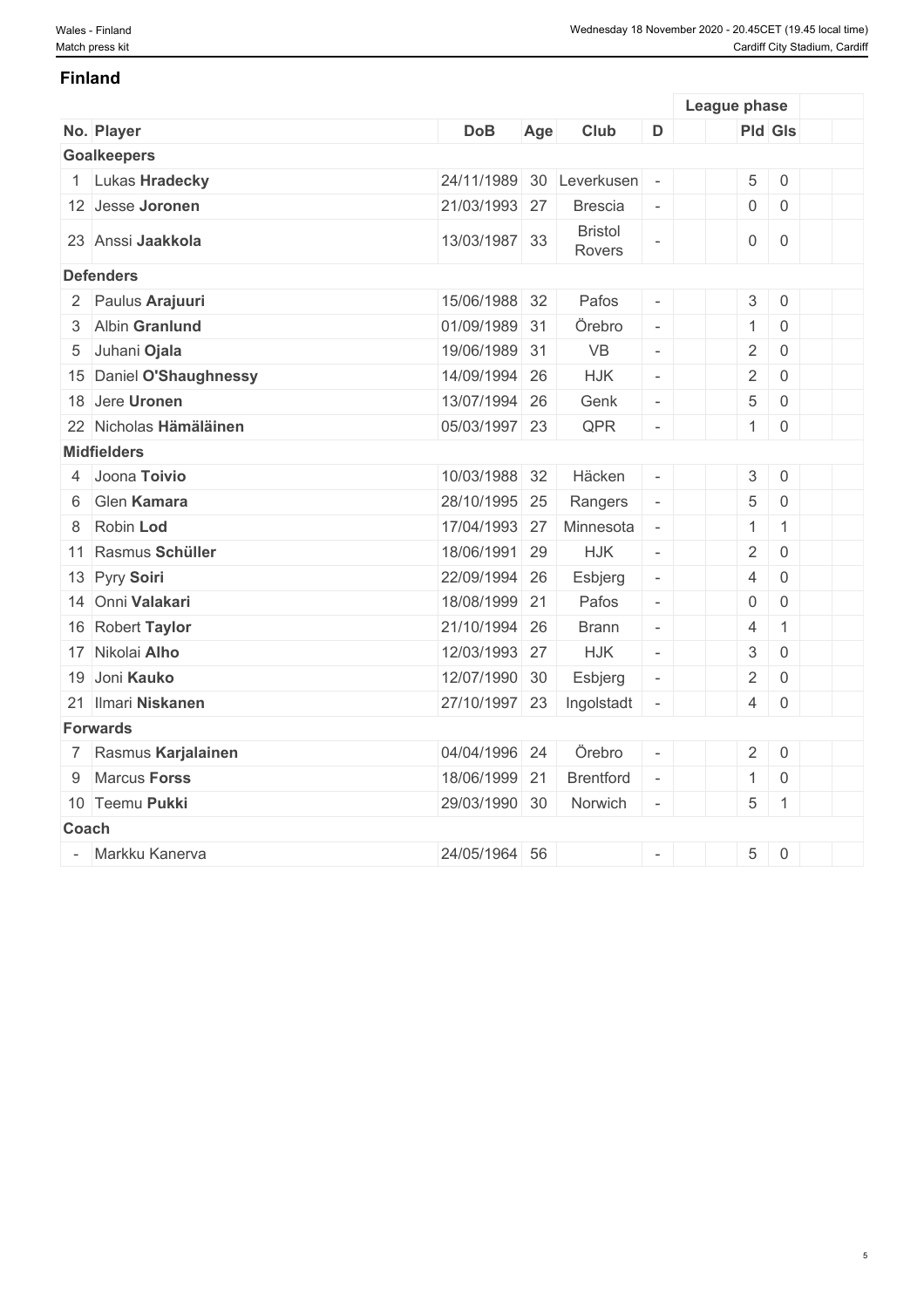## Finland

| No. | Player | DoB | Age | Club | D | | League phase | | | |
|---|---|---|---|---|---|---|---|---|---|---|
| | | | | | | | Pld | Gls | | |
| **Goalkeepers** | | | | | | | | | | |
| 1 | Lukas **Hradecky** | 24/11/1989 | 30 | Leverkusen | - | | 5 | 0 | | |
| 12 | Jesse **Joronen** | 21/03/1993 | 27 | Brescia | - | | 0 | 0 | | |
| 23 | Anssi **Jaakkola** | 13/03/1987 | 33 | Bristol Rovers | - | | 0 | 0 | | |
| **Defenders** | | | | | | | | | | |
| 2 | Paulus **Arajuuri** | 15/06/1988 | 32 | Pafos | - | | 3 | 0 | | |
| 3 | Albin **Granlund** | 01/09/1989 | 31 | Örebro | - | | 1 | 0 | | |
| 5 | Juhani **Ojala** | 19/06/1989 | 31 | VB | - | | 2 | 0 | | |
| 15 | Daniel **O'Shaughnessy** | 14/09/1994 | 26 | HJK | - | | 2 | 0 | | |
| 18 | Jere **Uronen** | 13/07/1994 | 26 | Genk | - | | 5 | 0 | | |
| 22 | Nicholas **Hämäläinen** | 05/03/1997 | 23 | QPR | - | | 1 | 0 | | |
| **Midfielders** | | | | | | | | | | |
| 4 | Joona **Toivio** | 10/03/1988 | 32 | Häcken | - | | 3 | 0 | | |
| 6 | Glen **Kamara** | 28/10/1995 | 25 | Rangers | - | | 5 | 0 | | |
| 8 | Robin **Lod** | 17/04/1993 | 27 | Minnesota | - | | 1 | 1 | | |
| 11 | Rasmus **Schüller** | 18/06/1991 | 29 | HJK | - | | 2 | 0 | | |
| 13 | Pyry **Soiri** | 22/09/1994 | 26 | Esbjerg | - | | 4 | 0 | | |
| 14 | Onni **Valakari** | 18/08/1999 | 21 | Pafos | - | | 0 | 0 | | |
| 16 | Robert **Taylor** | 21/10/1994 | 26 | Brann | - | | 4 | 1 | | |
| 17 | Nikolai **Alho** | 12/03/1993 | 27 | HJK | - | | 3 | 0 | | |
| 19 | Joni **Kauko** | 12/07/1990 | 30 | Esbjerg | - | | 2 | 0 | | |
| 21 | Ilmari **Niskanen** | 27/10/1997 | 23 | Ingolstadt | - | | 4 | 0 | | |
| **Forwards** | | | | | | | | | | |
| 7 | Rasmus **Karjalainen** | 04/04/1996 | 24 | Örebro | - | | 2 | 0 | | |
| 9 | Marcus **Forss** | 18/06/1999 | 21 | Brentford | - | | 1 | 0 | | |
| 10 | Teemu **Pukki** | 29/03/1990 | 30 | Norwich | - | | 5 | 1 | | |
| **Coach** | | | | | | | | | | |
| - | Markku Kanerva | 24/05/1964 | 56 | | - | | 5 | 0 | | |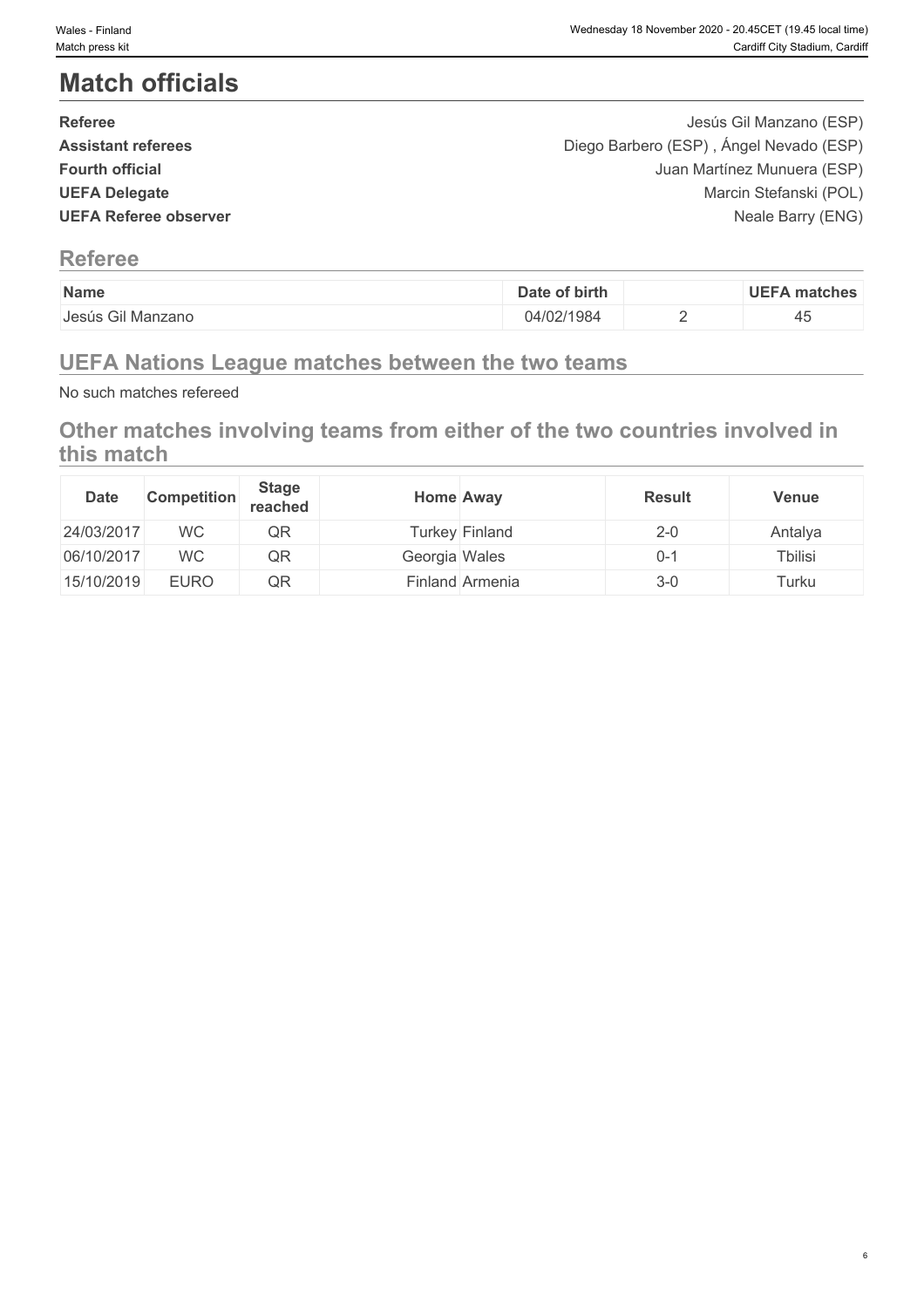# Match officials

| | |
|---|---|
| **Referee** | Jesús Gil Manzano (ESP) |
| **Assistant referees** | Diego Barbero (ESP) , Ángel Nevado (ESP) |
| **Fourth official** | Juan Martínez Munuera (ESP) |
| **UEFA Delegate** | Marcin Stefanski (POL) |
| **UEFA Referee observer** | Neale Barry (ENG) |

## Referee

| Name | Date of birth | | UEFA matches |
|---|---|---|---|
| Jesús Gil Manzano | 04/02/1984 | 2 | 45 |

## UEFA Nations League matches between the two teams

No such matches refereed

## Other matches involving teams from either of the two countries involved in this match

| Date | Competition | Stage reached | Home | Away | Result | Venue |
|---|---|---|---|---|---|---|
| 24/03/2017 | WC | QR | Turkey | Finland | 2-0 | Antalya |
| 06/10/2017 | WC | QR | Georgia | Wales | 0-1 | Tbilisi |
| 15/10/2019 | EURO | QR | Finland | Armenia | 3-0 | Turku |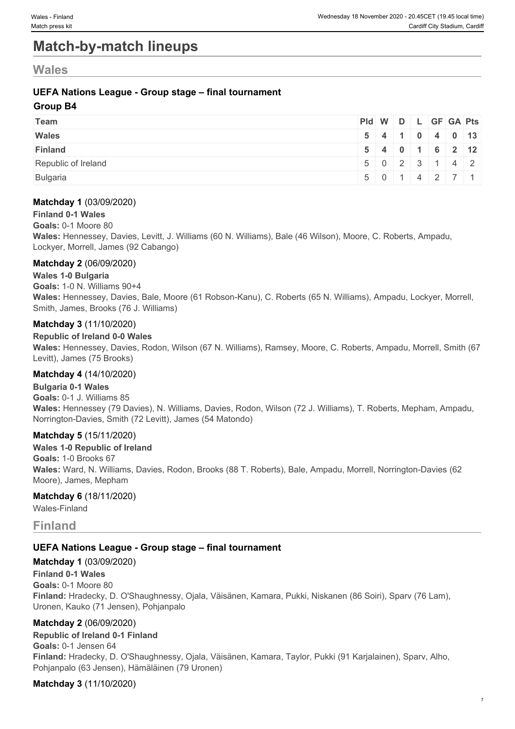# Match-by-match lineups

## Wales

### UEFA Nations League - Group stage – final tournament

#### Group B4

| Team | Pld | W | D | L | GF | GA | Pts |
|---|---|---|---|---|---|---|---|
| **Wales** | **5** | **4** | **1** | **0** | **4** | **0** | **13** |
| **Finland** | **5** | **4** | **0** | **1** | **6** | **2** | **12** |
| Republic of Ireland | 5 | 0 | 2 | 3 | 1 | 4 | 2 |
| Bulgaria | 5 | 0 | 1 | 4 | 2 | 7 | 1 |

**Matchday 1** (03/09/2020)

**Finland 0-1 Wales**
**Goals:** 0-1 Moore 80
**Wales:** Hennessey, Davies, Levitt, J. Williams (60 N. Williams), Bale (46 Wilson), Moore, C. Roberts, Ampadu, Lockyer, Morrell, James (92 Cabango)

**Matchday 2** (06/09/2020)

**Wales 1-0 Bulgaria**
**Goals:** 1-0 N. Williams 90+4
**Wales:** Hennessey, Davies, Bale, Moore (61 Robson-Kanu), C. Roberts (65 N. Williams), Ampadu, Lockyer, Morrell, Smith, James, Brooks (76 J. Williams)

**Matchday 3** (11/10/2020)

**Republic of Ireland 0-0 Wales**
**Wales:** Hennessey, Davies, Rodon, Wilson (67 N. Williams), Ramsey, Moore, C. Roberts, Ampadu, Morrell, Smith (67 Levitt), James (75 Brooks)

**Matchday 4** (14/10/2020)

**Bulgaria 0-1 Wales**
**Goals:** 0-1 J. Williams 85
**Wales:** Hennessey (79 Davies), N. Williams, Davies, Rodon, Wilson (72 J. Williams), T. Roberts, Mepham, Ampadu, Norrington-Davies, Smith (72 Levitt), James (54 Matondo)

**Matchday 5** (15/11/2020)

**Wales 1-0 Republic of Ireland**
**Goals:** 1-0 Brooks 67
**Wales:** Ward, N. Williams, Davies, Rodon, Brooks (88 T. Roberts), Bale, Ampadu, Morrell, Norrington-Davies (62 Moore), James, Mepham

**Matchday 6** (18/11/2020)

Wales-Finland

## Finland

### UEFA Nations League - Group stage – final tournament

**Matchday 1** (03/09/2020)

**Finland 0-1 Wales**
**Goals:** 0-1 Moore 80
**Finland:** Hradecky, D. O'Shaughnessy, Ojala, Väisänen, Kamara, Pukki, Niskanen (86 Soiri), Sparv (76 Lam), Uronen, Kauko (71 Jensen), Pohjanpalo

**Matchday 2** (06/09/2020)

**Republic of Ireland 0-1 Finland**
**Goals:** 0-1 Jensen 64
**Finland:** Hradecky, D. O'Shaughnessy, Ojala, Väisänen, Kamara, Taylor, Pukki (91 Karjalainen), Sparv, Alho, Pohjanpalo (63 Jensen), Hämäläinen (79 Uronen)

**Matchday 3** (11/10/2020)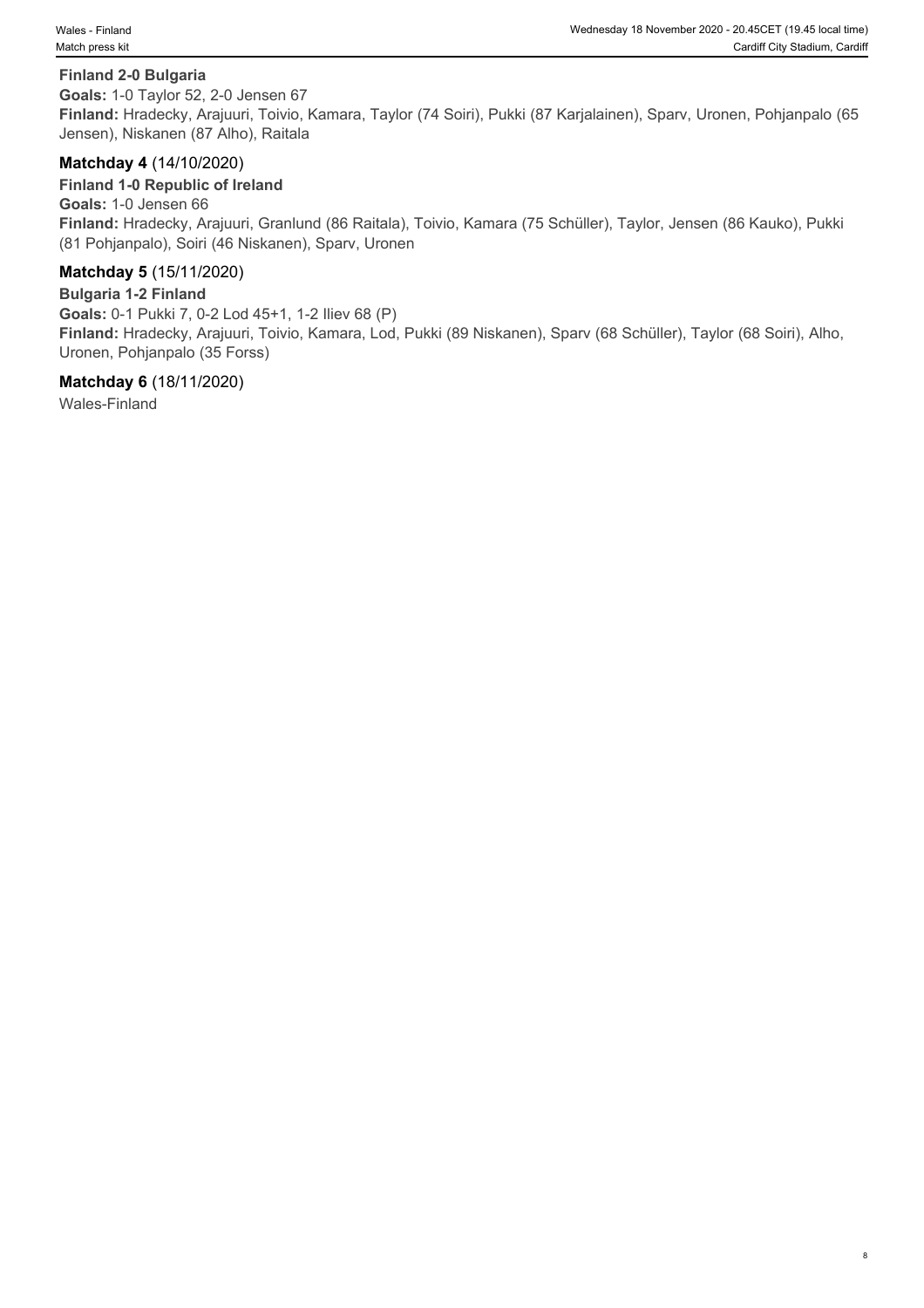**Finland 2-0 Bulgaria**
**Goals:** 1-0 Taylor 52, 2-0 Jensen 67
**Finland:** Hradecky, Arajuuri, Toivio, Kamara, Taylor (74 Soiri), Pukki (87 Karjalainen), Sparv, Uronen, Pohjanpalo (65 Jensen), Niskanen (87 Alho), Raitala

### **Matchday 4** (14/10/2020)

**Finland 1-0 Republic of Ireland**
**Goals:** 1-0 Jensen 66
**Finland:** Hradecky, Arajuuri, Granlund (86 Raitala), Toivio, Kamara (75 Schüller), Taylor, Jensen (86 Kauko), Pukki (81 Pohjanpalo), Soiri (46 Niskanen), Sparv, Uronen

### **Matchday 5** (15/11/2020)

**Bulgaria 1-2 Finland**
**Goals:** 0-1 Pukki 7, 0-2 Lod 45+1, 1-2 Iliev 68 (P)
**Finland:** Hradecky, Arajuuri, Toivio, Kamara, Lod, Pukki (89 Niskanen), Sparv (68 Schüller), Taylor (68 Soiri), Alho, Uronen, Pohjanpalo (35 Forss)

### **Matchday 6** (18/11/2020)

Wales-Finland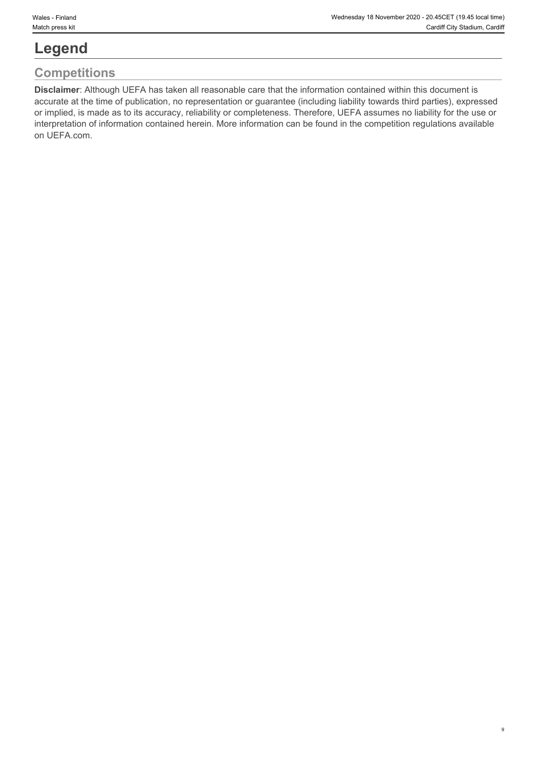# Legend

## Competitions

**Disclaimer**: Although UEFA has taken all reasonable care that the information contained within this document is accurate at the time of publication, no representation or guarantee (including liability towards third parties), expressed or implied, is made as to its accuracy, reliability or completeness. Therefore, UEFA assumes no liability for the use or interpretation of information contained herein. More information can be found in the competition regulations available on UEFA.com.